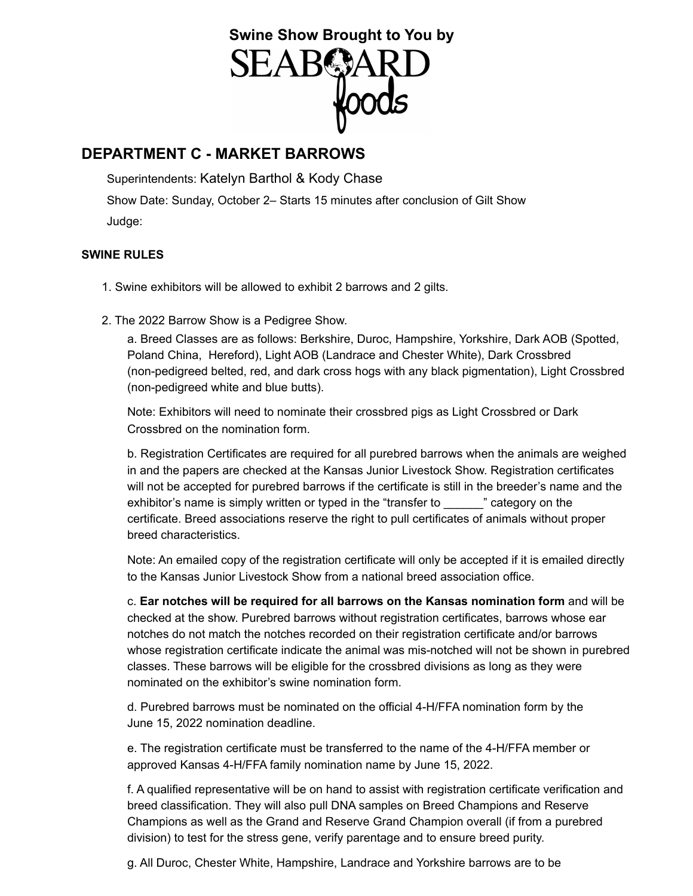**Swine Show Brought to You by**

SEABOARD foods

## DEPARTMENT C - MARKET BARROWS

Superintendents: Katelyn Barthol & Kody Chase

Show Date: Sunday, October 2– Starts 15 minutes after conclusion of Gilt Show

Judge:

### SWINE RULES

1. Swine exhibitors will be allowed to exhibit 2 barrows and 2 gilts.

2. The 2022 Barrow Show is a Pedigree Show.

   a. Breed Classes are as follows: Berkshire, Duroc, Hampshire, Yorkshire, Dark AOB (Spotted, Poland China, Hereford), Light AOB (Landrace and Chester White), Dark Crossbred (non-pedigreed belted, red, and dark cross hogs with any black pigmentation), Light Crossbred (non-pedigreed white and blue butts).

   Note: Exhibitors will need to nominate their crossbred pigs as Light Crossbred or Dark Crossbred on the nomination form.

   b. Registration Certificates are required for all purebred barrows when the animals are weighed in and the papers are checked at the Kansas Junior Livestock Show. Registration certificates will not be accepted for purebred barrows if the certificate is still in the breeder's name and the exhibitor's name is simply written or typed in the "transfer to ______" category on the certificate. Breed associations reserve the right to pull certificates of animals without proper breed characteristics.

   Note: An emailed copy of the registration certificate will only be accepted if it is emailed directly to the Kansas Junior Livestock Show from a national breed association office.

   c. **Ear notches will be required for all barrows on the Kansas nomination form** and will be checked at the show. Purebred barrows without registration certificates, barrows whose ear notches do not match the notches recorded on their registration certificate and/or barrows whose registration certificate indicate the animal was mis-notched will not be shown in purebred classes. These barrows will be eligible for the crossbred divisions as long as they were nominated on the exhibitor's swine nomination form.

   d. Purebred barrows must be nominated on the official 4-H/FFA nomination form by the June 15, 2022 nomination deadline.

   e. The registration certificate must be transferred to the name of the 4-H/FFA member or approved Kansas 4-H/FFA family nomination name by June 15, 2022.

   f. A qualified representative will be on hand to assist with registration certificate verification and breed classification. They will also pull DNA samples on Breed Champions and Reserve Champions as well as the Grand and Reserve Grand Champion overall (if from a purebred division) to test for the stress gene, verify parentage and to ensure breed purity.

   g. All Duroc, Chester White, Hampshire, Landrace and Yorkshire barrows are to be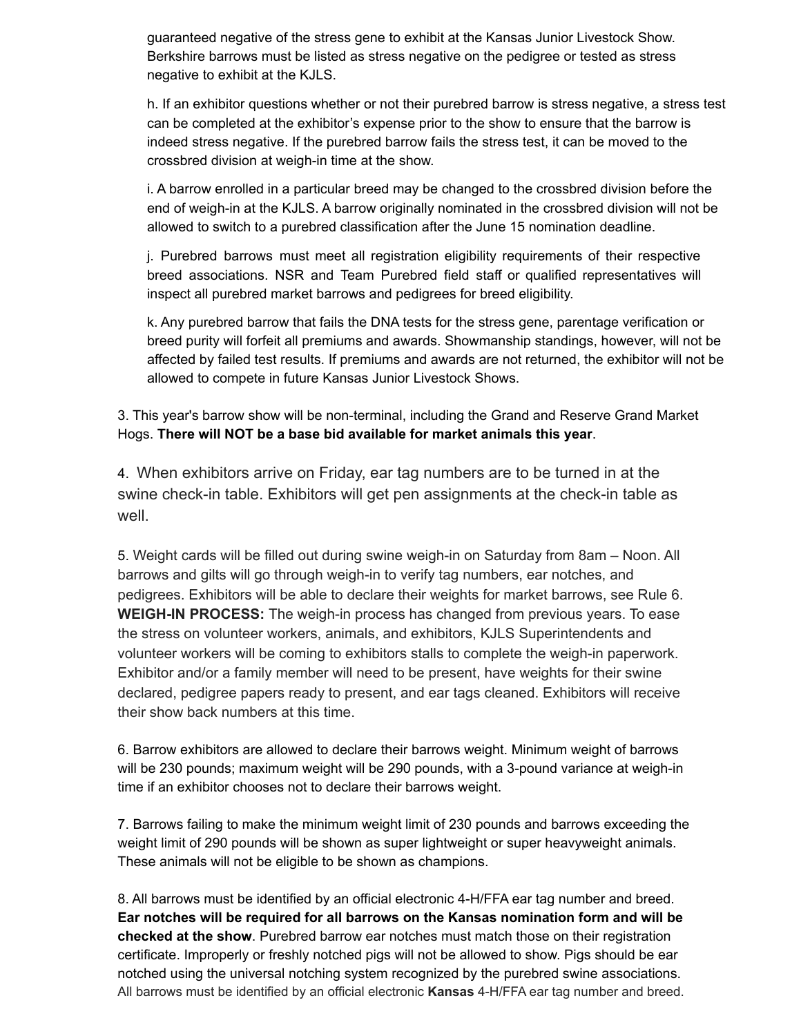guaranteed negative of the stress gene to exhibit at the Kansas Junior Livestock Show. Berkshire barrows must be listed as stress negative on the pedigree or tested as stress negative to exhibit at the KJLS.

h. If an exhibitor questions whether or not their purebred barrow is stress negative, a stress test can be completed at the exhibitor's expense prior to the show to ensure that the barrow is indeed stress negative. If the purebred barrow fails the stress test, it can be moved to the crossbred division at weigh-in time at the show.

i. A barrow enrolled in a particular breed may be changed to the crossbred division before the end of weigh-in at the KJLS. A barrow originally nominated in the crossbred division will not be allowed to switch to a purebred classification after the June 15 nomination deadline.

j. Purebred barrows must meet all registration eligibility requirements of their respective breed associations. NSR and Team Purebred field staff or qualified representatives will inspect all purebred market barrows and pedigrees for breed eligibility.

k. Any purebred barrow that fails the DNA tests for the stress gene, parentage verification or breed purity will forfeit all premiums and awards. Showmanship standings, however, will not be affected by failed test results. If premiums and awards are not returned, the exhibitor will not be allowed to compete in future Kansas Junior Livestock Shows.

3. This year's barrow show will be non-terminal, including the Grand and Reserve Grand Market Hogs. **There will NOT be a base bid available for market animals this year**.

4. When exhibitors arrive on Friday, ear tag numbers are to be turned in at the swine check-in table. Exhibitors will get pen assignments at the check-in table as well.

5. Weight cards will be filled out during swine weigh-in on Saturday from 8am – Noon. All barrows and gilts will go through weigh-in to verify tag numbers, ear notches, and pedigrees. Exhibitors will be able to declare their weights for market barrows, see Rule 6. **WEIGH-IN PROCESS:** The weigh-in process has changed from previous years. To ease the stress on volunteer workers, animals, and exhibitors, KJLS Superintendents and volunteer workers will be coming to exhibitors stalls to complete the weigh-in paperwork. Exhibitor and/or a family member will need to be present, have weights for their swine declared, pedigree papers ready to present, and ear tags cleaned. Exhibitors will receive their show back numbers at this time.

6. Barrow exhibitors are allowed to declare their barrows weight. Minimum weight of barrows will be 230 pounds; maximum weight will be 290 pounds, with a 3-pound variance at weigh-in time if an exhibitor chooses not to declare their barrows weight.

7. Barrows failing to make the minimum weight limit of 230 pounds and barrows exceeding the weight limit of 290 pounds will be shown as super lightweight or super heavyweight animals. These animals will not be eligible to be shown as champions.

8. All barrows must be identified by an official electronic 4-H/FFA ear tag number and breed. **Ear notches will be required for all barrows on the Kansas nomination form and will be checked at the show**. Purebred barrow ear notches must match those on their registration certificate. Improperly or freshly notched pigs will not be allowed to show. Pigs should be ear notched using the universal notching system recognized by the purebred swine associations. All barrows must be identified by an official electronic **Kansas** 4-H/FFA ear tag number and breed.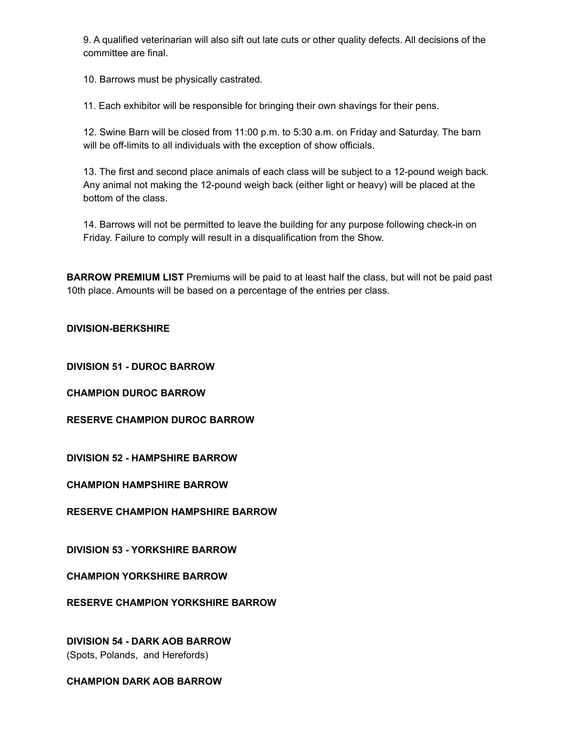9. A qualified veterinarian will also sift out late cuts or other quality defects. All decisions of the committee are final.

10. Barrows must be physically castrated.

11. Each exhibitor will be responsible for bringing their own shavings for their pens.

12. Swine Barn will be closed from 11:00 p.m. to 5:30 a.m. on Friday and Saturday. The barn will be off-limits to all individuals with the exception of show officials.

13. The first and second place animals of each class will be subject to a 12-pound weigh back. Any animal not making the 12-pound weigh back (either light or heavy) will be placed at the bottom of the class.

14. Barrows will not be permitted to leave the building for any purpose following check-in on Friday. Failure to comply will result in a disqualification from the Show.

**BARROW PREMIUM LIST** Premiums will be paid to at least half the class, but will not be paid past 10th place. Amounts will be based on a percentage of the entries per class.

**DIVISION-BERKSHIRE**

**DIVISION 51 - DUROC BARROW**

**CHAMPION DUROC BARROW**

**RESERVE CHAMPION DUROC BARROW**

**DIVISION 52 - HAMPSHIRE BARROW**

**CHAMPION HAMPSHIRE BARROW**

**RESERVE CHAMPION HAMPSHIRE BARROW**

**DIVISION 53 - YORKSHIRE BARROW**

**CHAMPION YORKSHIRE BARROW**

**RESERVE CHAMPION YORKSHIRE BARROW**

**DIVISION 54 - DARK AOB BARROW**
(Spots, Polands, and Herefords)

**CHAMPION DARK AOB BARROW**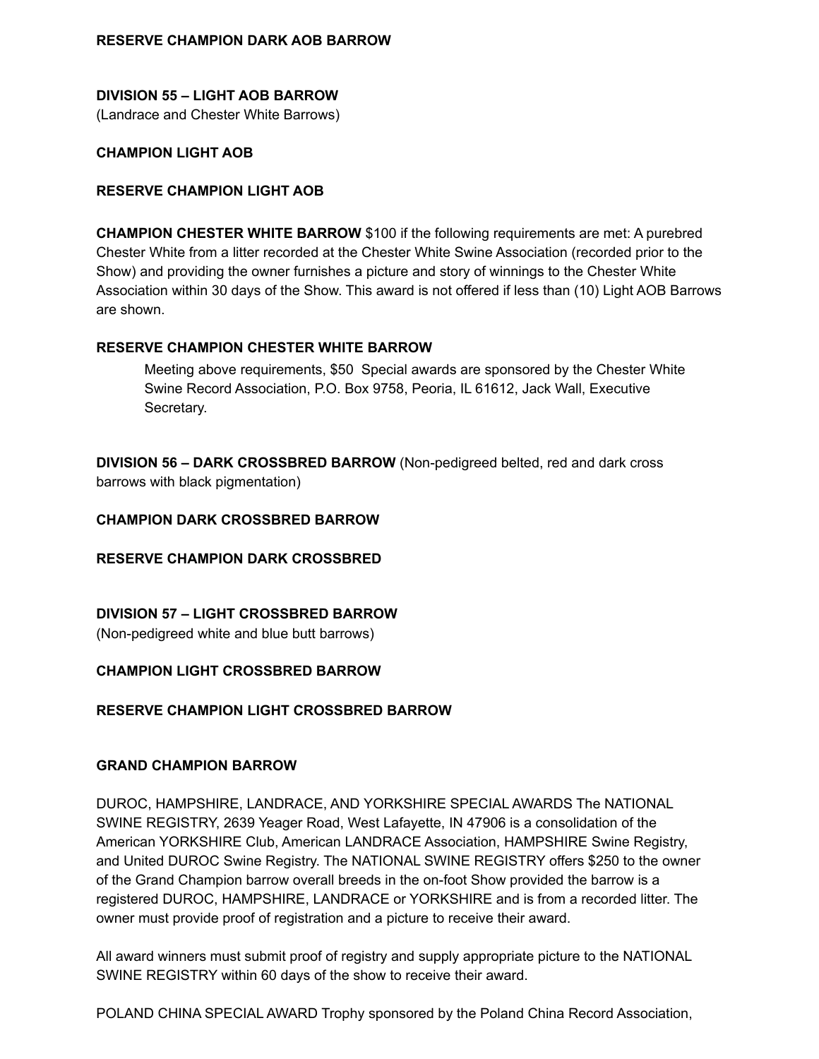**RESERVE CHAMPION DARK AOB BARROW**

**DIVISION 55 – LIGHT AOB BARROW**
(Landrace and Chester White Barrows)

**CHAMPION LIGHT AOB**

**RESERVE CHAMPION LIGHT AOB**

**CHAMPION CHESTER WHITE BARROW** $100 if the following requirements are met: A purebred Chester White from a litter recorded at the Chester White Swine Association (recorded prior to the Show) and providing the owner furnishes a picture and story of winnings to the Chester White Association within 30 days of the Show. This award is not offered if less than (10) Light AOB Barrows are shown.

**RESERVE CHAMPION CHESTER WHITE BARROW**

> Meeting above requirements, $50 Special awards are sponsored by the Chester White Swine Record Association, P.O. Box 9758, Peoria, IL 61612, Jack Wall, Executive Secretary.

**DIVISION 56 – DARK CROSSBRED BARROW** (Non-pedigreed belted, red and dark cross barrows with black pigmentation)

**CHAMPION DARK CROSSBRED BARROW**

**RESERVE CHAMPION DARK CROSSBRED**

**DIVISION 57 – LIGHT CROSSBRED BARROW**
(Non-pedigreed white and blue butt barrows)

**CHAMPION LIGHT CROSSBRED BARROW**

**RESERVE CHAMPION LIGHT CROSSBRED BARROW**

**GRAND CHAMPION BARROW**

DUROC, HAMPSHIRE, LANDRACE, AND YORKSHIRE SPECIAL AWARDS The NATIONAL SWINE REGISTRY, 2639 Yeager Road, West Lafayette, IN 47906 is a consolidation of the American YORKSHIRE Club, American LANDRACE Association, HAMPSHIRE Swine Registry, and United DUROC Swine Registry. The NATIONAL SWINE REGISTRY offers $250 to the owner of the Grand Champion barrow overall breeds in the on-foot Show provided the barrow is a registered DUROC, HAMPSHIRE, LANDRACE or YORKSHIRE and is from a recorded litter. The owner must provide proof of registration and a picture to receive their award.

All award winners must submit proof of registry and supply appropriate picture to the NATIONAL SWINE REGISTRY within 60 days of the show to receive their award.

POLAND CHINA SPECIAL AWARD Trophy sponsored by the Poland China Record Association,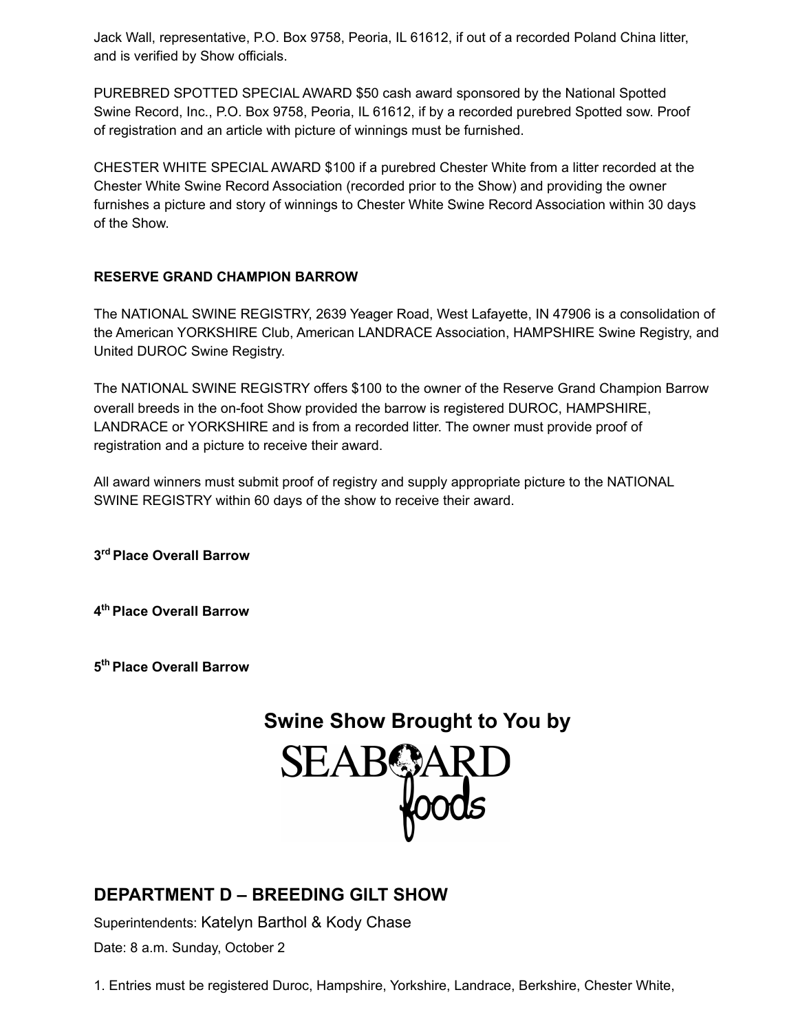Jack Wall, representative, P.O. Box 9758, Peoria, IL 61612, if out of a recorded Poland China litter, and is verified by Show officials.

PUREBRED SPOTTED SPECIAL AWARD $50 cash award sponsored by the National Spotted Swine Record, Inc., P.O. Box 9758, Peoria, IL 61612, if by a recorded purebred Spotted sow. Proof of registration and an article with picture of winnings must be furnished.

CHESTER WHITE SPECIAL AWARD $100 if a purebred Chester White from a litter recorded at the Chester White Swine Record Association (recorded prior to the Show) and providing the owner furnishes a picture and story of winnings to Chester White Swine Record Association within 30 days of the Show.

**RESERVE GRAND CHAMPION BARROW**

The NATIONAL SWINE REGISTRY, 2639 Yeager Road, West Lafayette, IN 47906 is a consolidation of the American YORKSHIRE Club, American LANDRACE Association, HAMPSHIRE Swine Registry, and United DUROC Swine Registry.

The NATIONAL SWINE REGISTRY offers $100 to the owner of the Reserve Grand Champion Barrow overall breeds in the on-foot Show provided the barrow is registered DUROC, HAMPSHIRE, LANDRACE or YORKSHIRE and is from a recorded litter. The owner must provide proof of registration and a picture to receive their award.

All award winners must submit proof of registry and supply appropriate picture to the NATIONAL SWINE REGISTRY within 60 days of the show to receive their award.

**3rd Place Overall Barrow**

**4th Place Overall Barrow**

**5th Place Overall Barrow**

### Swine Show Brought to You by

SEABOARD foods

## DEPARTMENT D – BREEDING GILT SHOW

Superintendents: Katelyn Barthol & Kody Chase

Date: 8 a.m. Sunday, October 2

1. Entries must be registered Duroc, Hampshire, Yorkshire, Landrace, Berkshire, Chester White,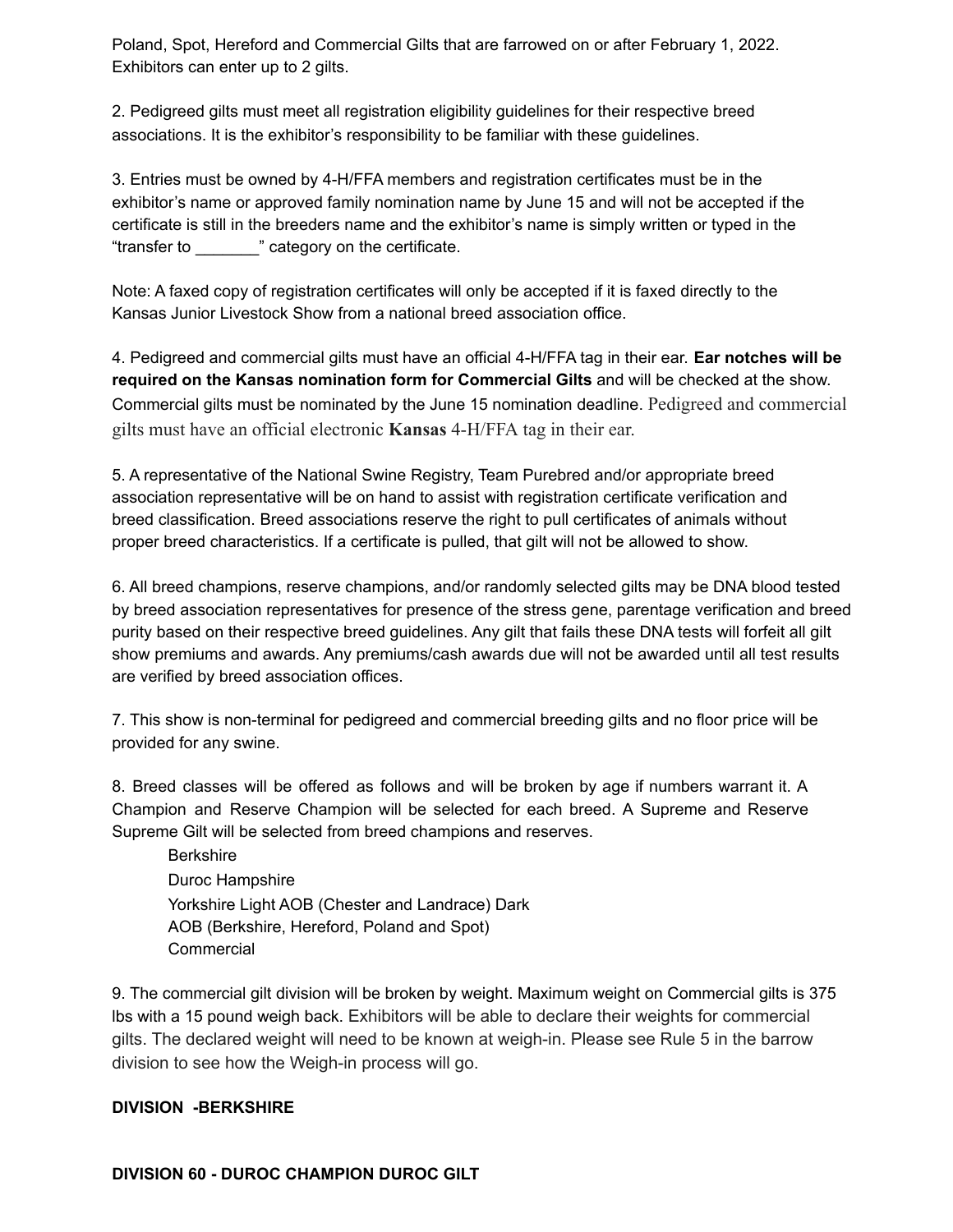Poland, Spot, Hereford and Commercial Gilts that are farrowed on or after February 1, 2022. Exhibitors can enter up to 2 gilts.

2. Pedigreed gilts must meet all registration eligibility guidelines for their respective breed associations. It is the exhibitor's responsibility to be familiar with these guidelines.

3. Entries must be owned by 4-H/FFA members and registration certificates must be in the exhibitor's name or approved family nomination name by June 15 and will not be accepted if the certificate is still in the breeders name and the exhibitor's name is simply written or typed in the "transfer to _______" category on the certificate.

Note: A faxed copy of registration certificates will only be accepted if it is faxed directly to the Kansas Junior Livestock Show from a national breed association office.

4. Pedigreed and commercial gilts must have an official 4-H/FFA tag in their ear. **Ear notches will be required on the Kansas nomination form for Commercial Gilts** and will be checked at the show. Commercial gilts must be nominated by the June 15 nomination deadline. Pedigreed and commercial gilts must have an official electronic **Kansas** 4-H/FFA tag in their ear.

5. A representative of the National Swine Registry, Team Purebred and/or appropriate breed association representative will be on hand to assist with registration certificate verification and breed classification. Breed associations reserve the right to pull certificates of animals without proper breed characteristics. If a certificate is pulled, that gilt will not be allowed to show.

6. All breed champions, reserve champions, and/or randomly selected gilts may be DNA blood tested by breed association representatives for presence of the stress gene, parentage verification and breed purity based on their respective breed guidelines. Any gilt that fails these DNA tests will forfeit all gilt show premiums and awards. Any premiums/cash awards due will not be awarded until all test results are verified by breed association offices.

7. This show is non-terminal for pedigreed and commercial breeding gilts and no floor price will be provided for any swine.

8. Breed classes will be offered as follows and will be broken by age if numbers warrant it. A Champion and Reserve Champion will be selected for each breed. A Supreme and Reserve Supreme Gilt will be selected from breed champions and reserves.

Berkshire
Duroc Hampshire
Yorkshire Light AOB (Chester and Landrace) Dark
AOB (Berkshire, Hereford, Poland and Spot)
Commercial

9. The commercial gilt division will be broken by weight. Maximum weight on Commercial gilts is 375 lbs with a 15 pound weigh back. Exhibitors will be able to declare their weights for commercial gilts. The declared weight will need to be known at weigh-in. Please see Rule 5 in the barrow division to see how the Weigh-in process will go.

**DIVISION -BERKSHIRE**

**DIVISION 60 - DUROC CHAMPION DUROC GILT**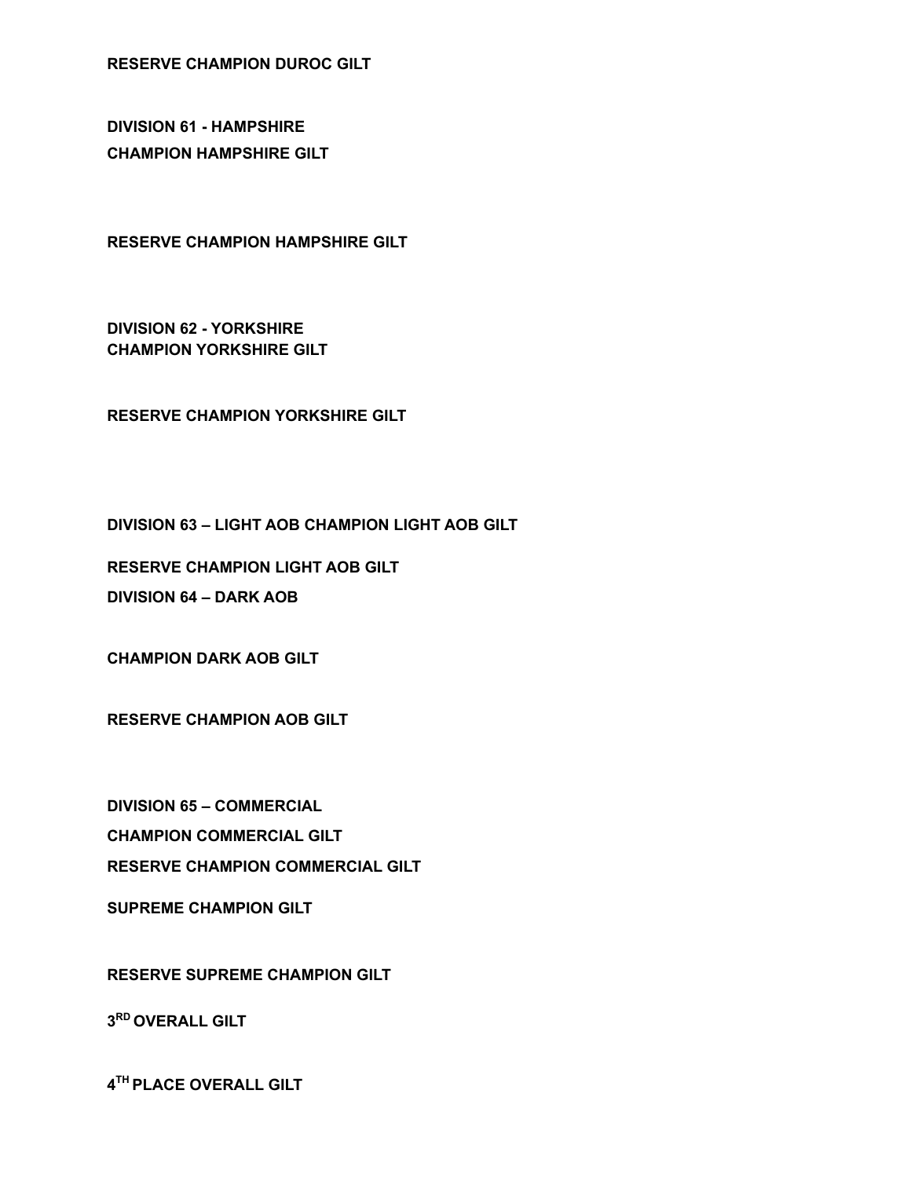**RESERVE CHAMPION DUROC GILT**

**DIVISION 61 - HAMPSHIRE**

**CHAMPION HAMPSHIRE GILT**

**RESERVE CHAMPION HAMPSHIRE GILT**

**DIVISION 62 - YORKSHIRE**

**CHAMPION YORKSHIRE GILT**

**RESERVE CHAMPION YORKSHIRE GILT**

**DIVISION 63 – LIGHT AOB CHAMPION LIGHT AOB GILT**

**RESERVE CHAMPION LIGHT AOB GILT**

**DIVISION 64 – DARK AOB**

**CHAMPION DARK AOB GILT**

**RESERVE CHAMPION AOB GILT**

**DIVISION 65 – COMMERCIAL**

**CHAMPION COMMERCIAL GILT**

**RESERVE CHAMPION COMMERCIAL GILT**

**SUPREME CHAMPION GILT**

**RESERVE SUPREME CHAMPION GILT**

**3RD OVERALL GILT**

**4TH PLACE OVERALL GILT**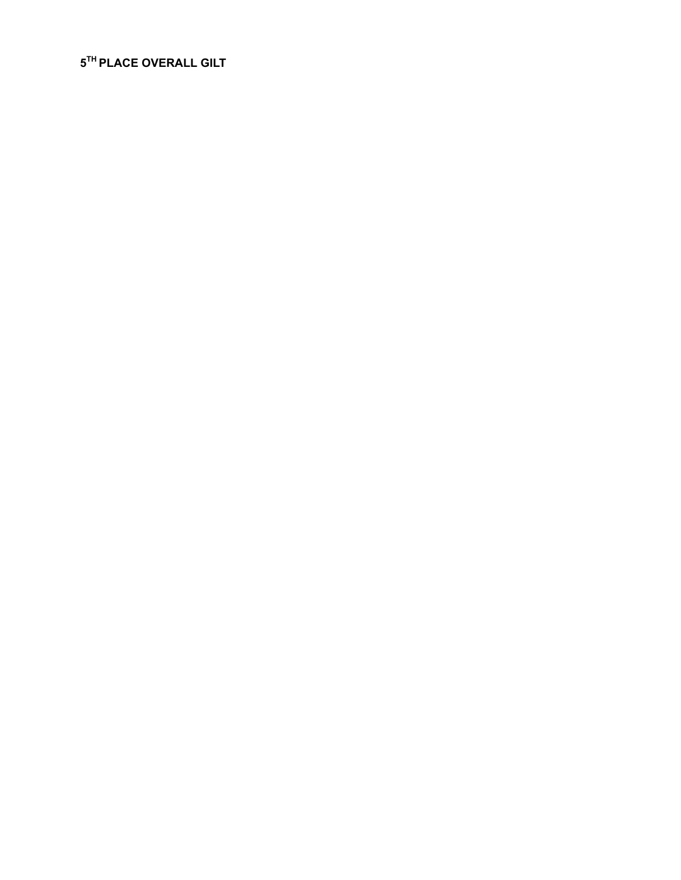**5TH PLACE OVERALL GILT**